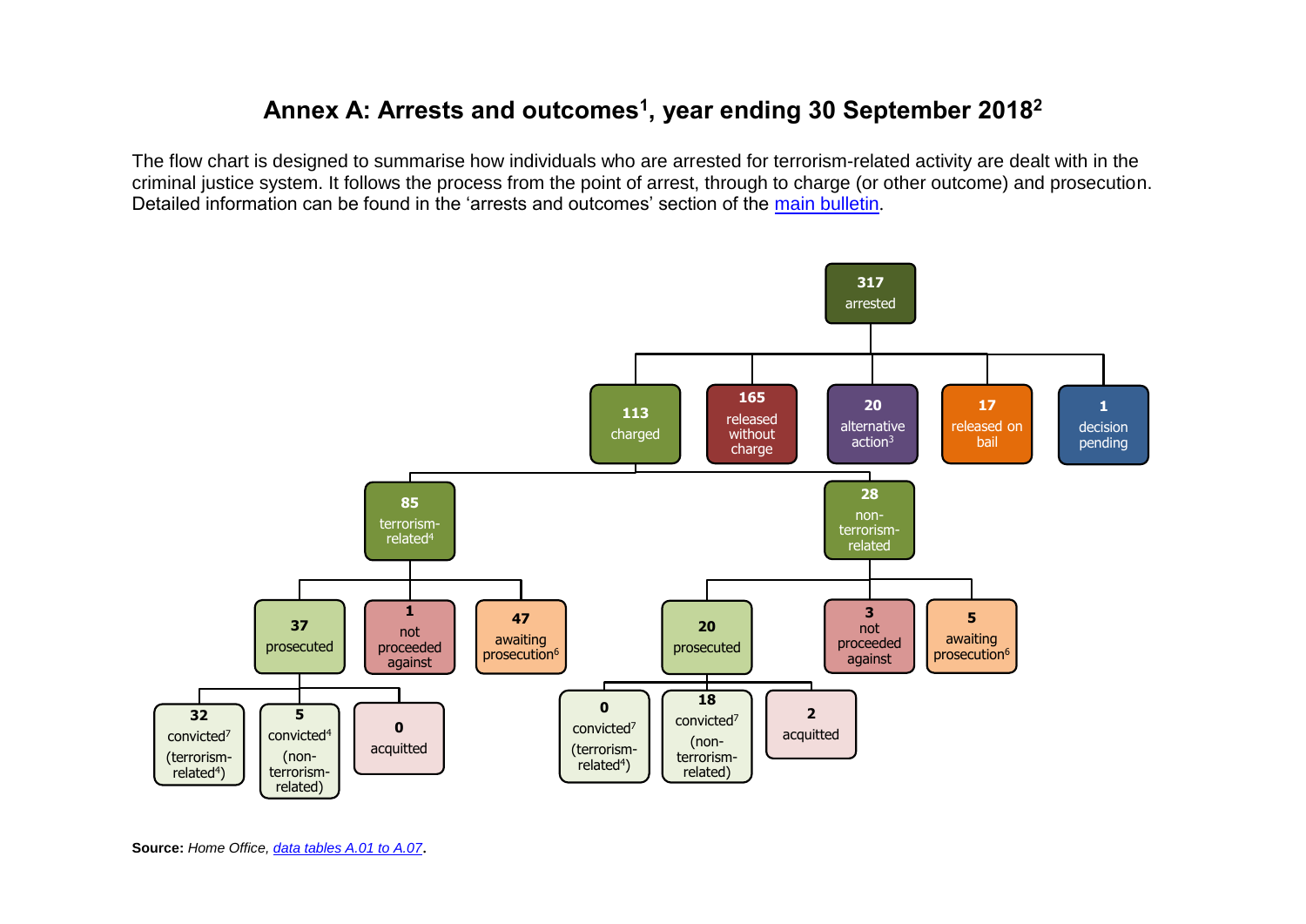# Annex A: Arrests and outcomes[1], year ending 30 September 2018[2]

The flow chart is designed to summarise how individuals who are arrested for terrorism-related activity are dealt with in the criminal justice system. It follows the process from the point of arrest, through to charge (or other outcome) and prosecution. Detailed information can be found in the 'arrests and outcomes' section of the main bulletin.

- **317** arrested
  - **113** charged
    - **85** terrorism-related[4]
      - **37** prosecuted
        - **32** convicted[7] (terrorism-related[4])
        - **5** convicted[4] (non-terrorism-related)
        - **0** acquitted
      - **1** not proceeded against
      - **47** awaiting prosecution[6]
    - **28** non-terrorism-related
      - **20** prosecuted
        - **0** convicted[7] (terrorism-related[4])
        - **18** convicted[7] (non-terrorism-related)
        - **2** acquitted
      - **3** not proceeded against
      - **5** awaiting prosecution[6]
  - **165** released without charge
  - **20** alternative action[3]
  - **17** released on bail
  - **1** decision pending

**Source:** *Home Office, data tables A.01 to A.07*.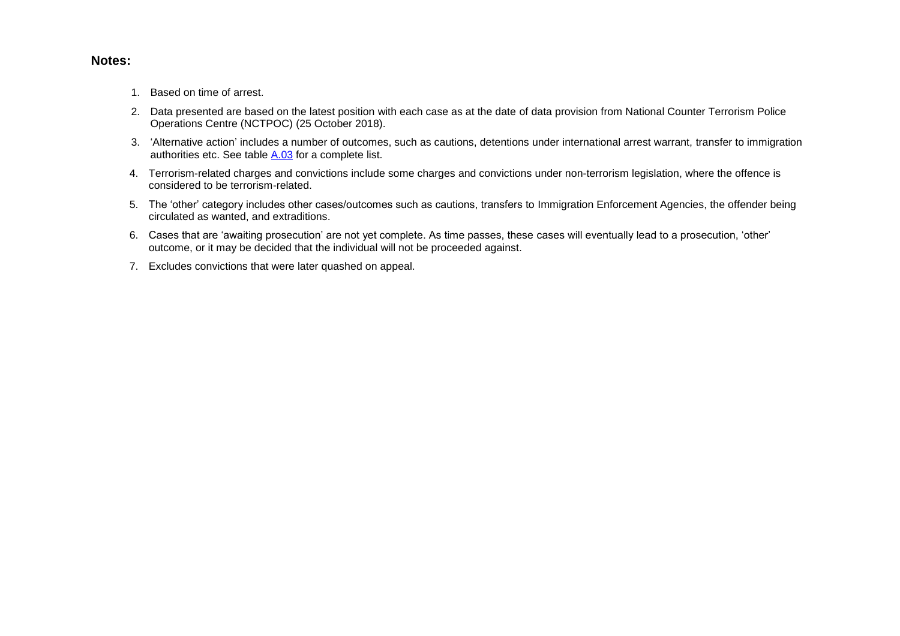**Notes:**

1. Based on time of arrest.
2. Data presented are based on the latest position with each case as at the date of data provision from National Counter Terrorism Police Operations Centre (NCTPOC) (25 October 2018).
3. 'Alternative action' includes a number of outcomes, such as cautions, detentions under international arrest warrant, transfer to immigration authorities etc. See table A.03 for a complete list.
4. Terrorism-related charges and convictions include some charges and convictions under non-terrorism legislation, where the offence is considered to be terrorism-related.
5. The 'other' category includes other cases/outcomes such as cautions, transfers to Immigration Enforcement Agencies, the offender being circulated as wanted, and extraditions.
6. Cases that are 'awaiting prosecution' are not yet complete. As time passes, these cases will eventually lead to a prosecution, 'other' outcome, or it may be decided that the individual will not be proceeded against.
7. Excludes convictions that were later quashed on appeal.